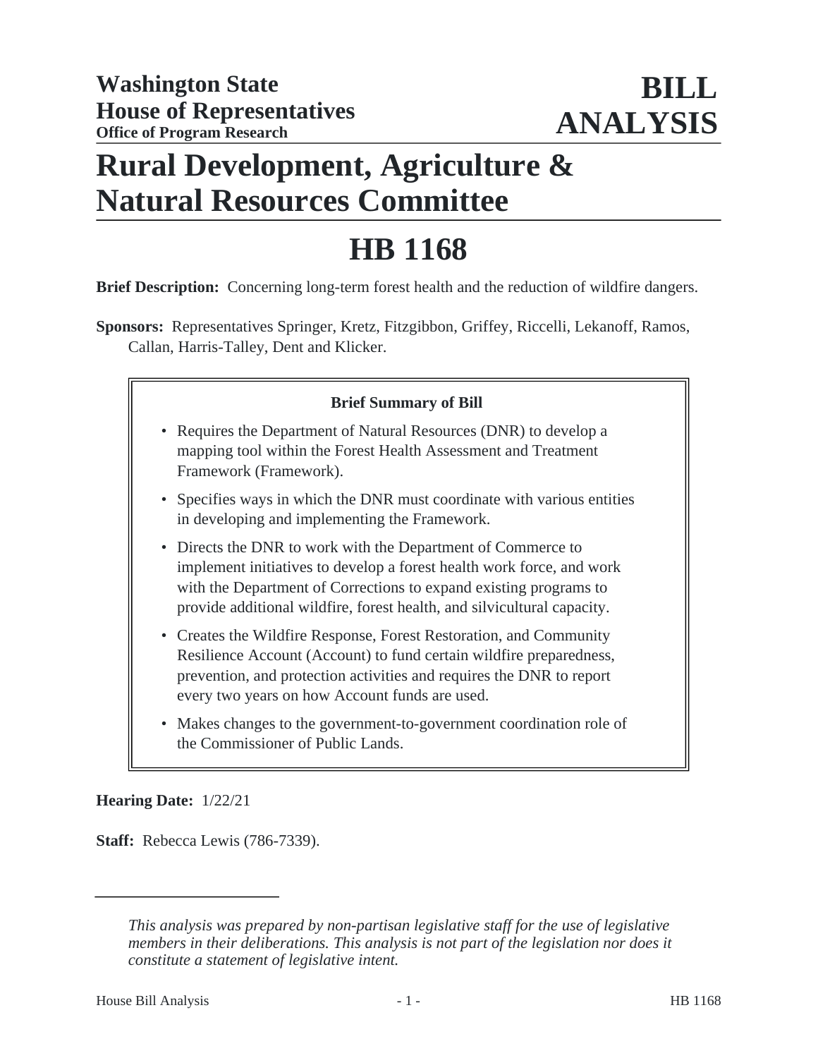**Washington State House of Representatives**
**Office of Program Research**

# BILL ANALYSIS

# Rural Development, Agriculture & Natural Resources Committee

# HB 1168

**Brief Description:** Concerning long-term forest health and the reduction of wildfire dangers.

**Sponsors:** Representatives Springer, Kretz, Fitzgibbon, Griffey, Riccelli, Lekanoff, Ramos, Callan, Harris-Talley, Dent and Klicker.

**Brief Summary of Bill**

- Requires the Department of Natural Resources (DNR) to develop a mapping tool within the Forest Health Assessment and Treatment Framework (Framework).
- Specifies ways in which the DNR must coordinate with various entities in developing and implementing the Framework.
- Directs the DNR to work with the Department of Commerce to implement initiatives to develop a forest health work force, and work with the Department of Corrections to expand existing programs to provide additional wildfire, forest health, and silvicultural capacity.
- Creates the Wildfire Response, Forest Restoration, and Community Resilience Account (Account) to fund certain wildfire preparedness, prevention, and protection activities and requires the DNR to report every two years on how Account funds are used.
- Makes changes to the government-to-government coordination role of the Commissioner of Public Lands.

**Hearing Date:** 1/22/21

**Staff:** Rebecca Lewis (786-7339).

---

*This analysis was prepared by non-partisan legislative staff for the use of legislative members in their deliberations. This analysis is not part of the legislation nor does it constitute a statement of legislative intent.*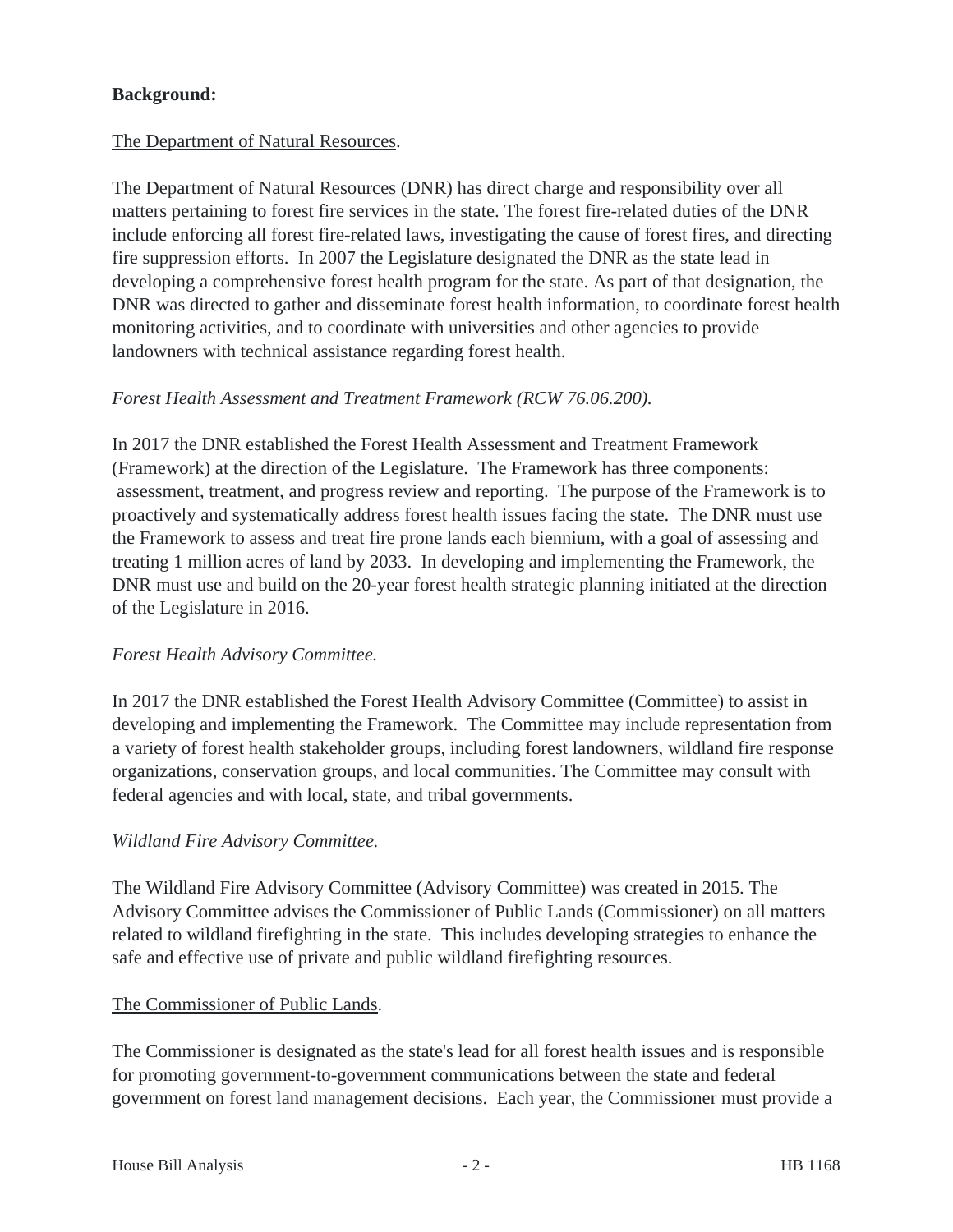**Background:**

The Department of Natural Resources.

The Department of Natural Resources (DNR) has direct charge and responsibility over all matters pertaining to forest fire services in the state. The forest fire-related duties of the DNR include enforcing all forest fire-related laws, investigating the cause of forest fires, and directing fire suppression efforts. In 2007 the Legislature designated the DNR as the state lead in developing a comprehensive forest health program for the state. As part of that designation, the DNR was directed to gather and disseminate forest health information, to coordinate forest health monitoring activities, and to coordinate with universities and other agencies to provide landowners with technical assistance regarding forest health.

*Forest Health Assessment and Treatment Framework (RCW 76.06.200).*

In 2017 the DNR established the Forest Health Assessment and Treatment Framework (Framework) at the direction of the Legislature. The Framework has three components: assessment, treatment, and progress review and reporting. The purpose of the Framework is to proactively and systematically address forest health issues facing the state. The DNR must use the Framework to assess and treat fire prone lands each biennium, with a goal of assessing and treating 1 million acres of land by 2033. In developing and implementing the Framework, the DNR must use and build on the 20-year forest health strategic planning initiated at the direction of the Legislature in 2016.

*Forest Health Advisory Committee.*

In 2017 the DNR established the Forest Health Advisory Committee (Committee) to assist in developing and implementing the Framework. The Committee may include representation from a variety of forest health stakeholder groups, including forest landowners, wildland fire response organizations, conservation groups, and local communities. The Committee may consult with federal agencies and with local, state, and tribal governments.

*Wildland Fire Advisory Committee.*

The Wildland Fire Advisory Committee (Advisory Committee) was created in 2015. The Advisory Committee advises the Commissioner of Public Lands (Commissioner) on all matters related to wildland firefighting in the state. This includes developing strategies to enhance the safe and effective use of private and public wildland firefighting resources.

The Commissioner of Public Lands.

The Commissioner is designated as the state's lead for all forest health issues and is responsible for promoting government-to-government communications between the state and federal government on forest land management decisions. Each year, the Commissioner must provide a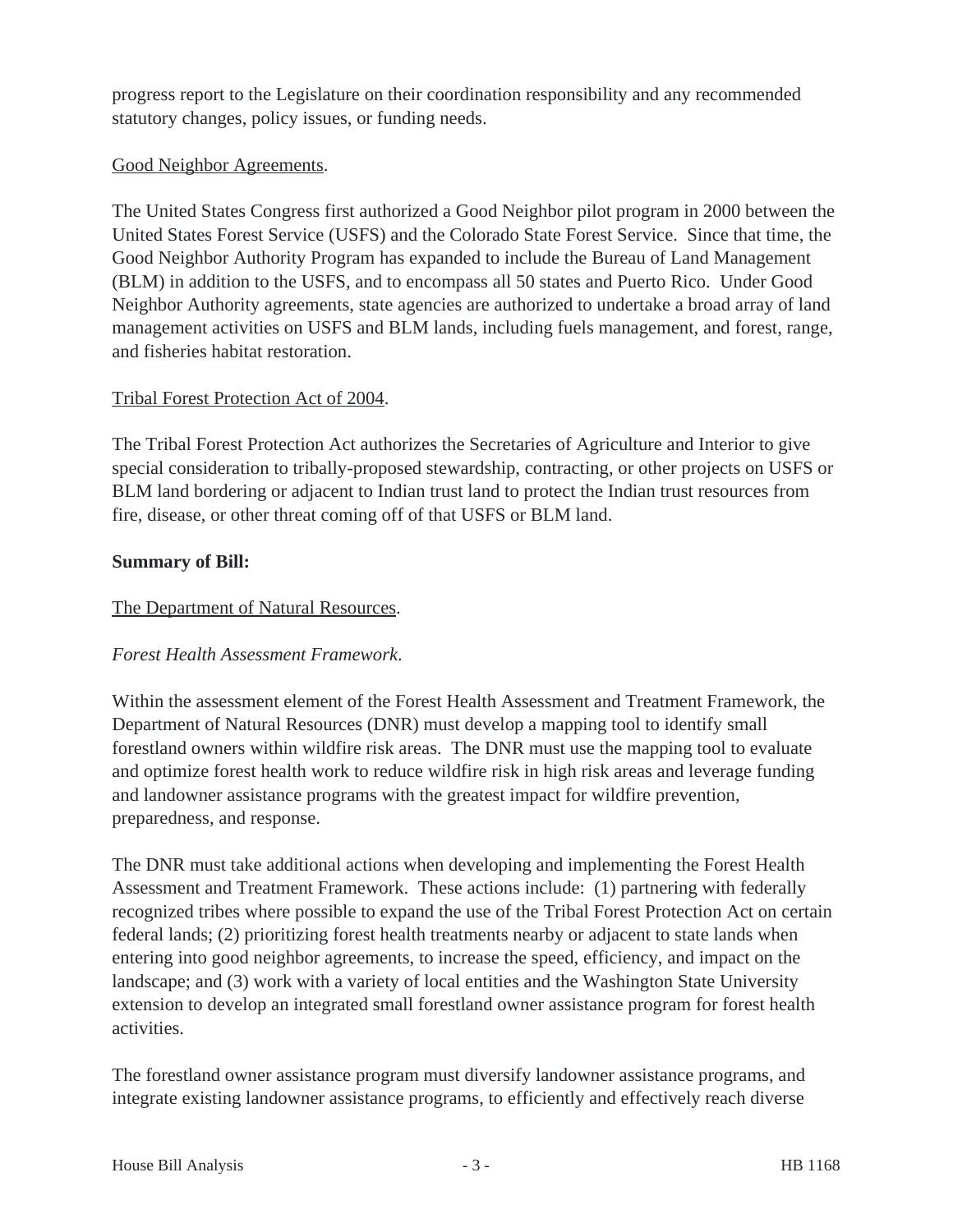progress report to the Legislature on their coordination responsibility and any recommended statutory changes, policy issues, or funding needs.

Good Neighbor Agreements.

The United States Congress first authorized a Good Neighbor pilot program in 2000 between the United States Forest Service (USFS) and the Colorado State Forest Service. Since that time, the Good Neighbor Authority Program has expanded to include the Bureau of Land Management (BLM) in addition to the USFS, and to encompass all 50 states and Puerto Rico. Under Good Neighbor Authority agreements, state agencies are authorized to undertake a broad array of land management activities on USFS and BLM lands, including fuels management, and forest, range, and fisheries habitat restoration.

Tribal Forest Protection Act of 2004.

The Tribal Forest Protection Act authorizes the Secretaries of Agriculture and Interior to give special consideration to tribally-proposed stewardship, contracting, or other projects on USFS or BLM land bordering or adjacent to Indian trust land to protect the Indian trust resources from fire, disease, or other threat coming off of that USFS or BLM land.

**Summary of Bill:**

The Department of Natural Resources.

*Forest Health Assessment Framework.*

Within the assessment element of the Forest Health Assessment and Treatment Framework, the Department of Natural Resources (DNR) must develop a mapping tool to identify small forestland owners within wildfire risk areas. The DNR must use the mapping tool to evaluate and optimize forest health work to reduce wildfire risk in high risk areas and leverage funding and landowner assistance programs with the greatest impact for wildfire prevention, preparedness, and response.

The DNR must take additional actions when developing and implementing the Forest Health Assessment and Treatment Framework. These actions include: (1) partnering with federally recognized tribes where possible to expand the use of the Tribal Forest Protection Act on certain federal lands; (2) prioritizing forest health treatments nearby or adjacent to state lands when entering into good neighbor agreements, to increase the speed, efficiency, and impact on the landscape; and (3) work with a variety of local entities and the Washington State University extension to develop an integrated small forestland owner assistance program for forest health activities.

The forestland owner assistance program must diversify landowner assistance programs, and integrate existing landowner assistance programs, to efficiently and effectively reach diverse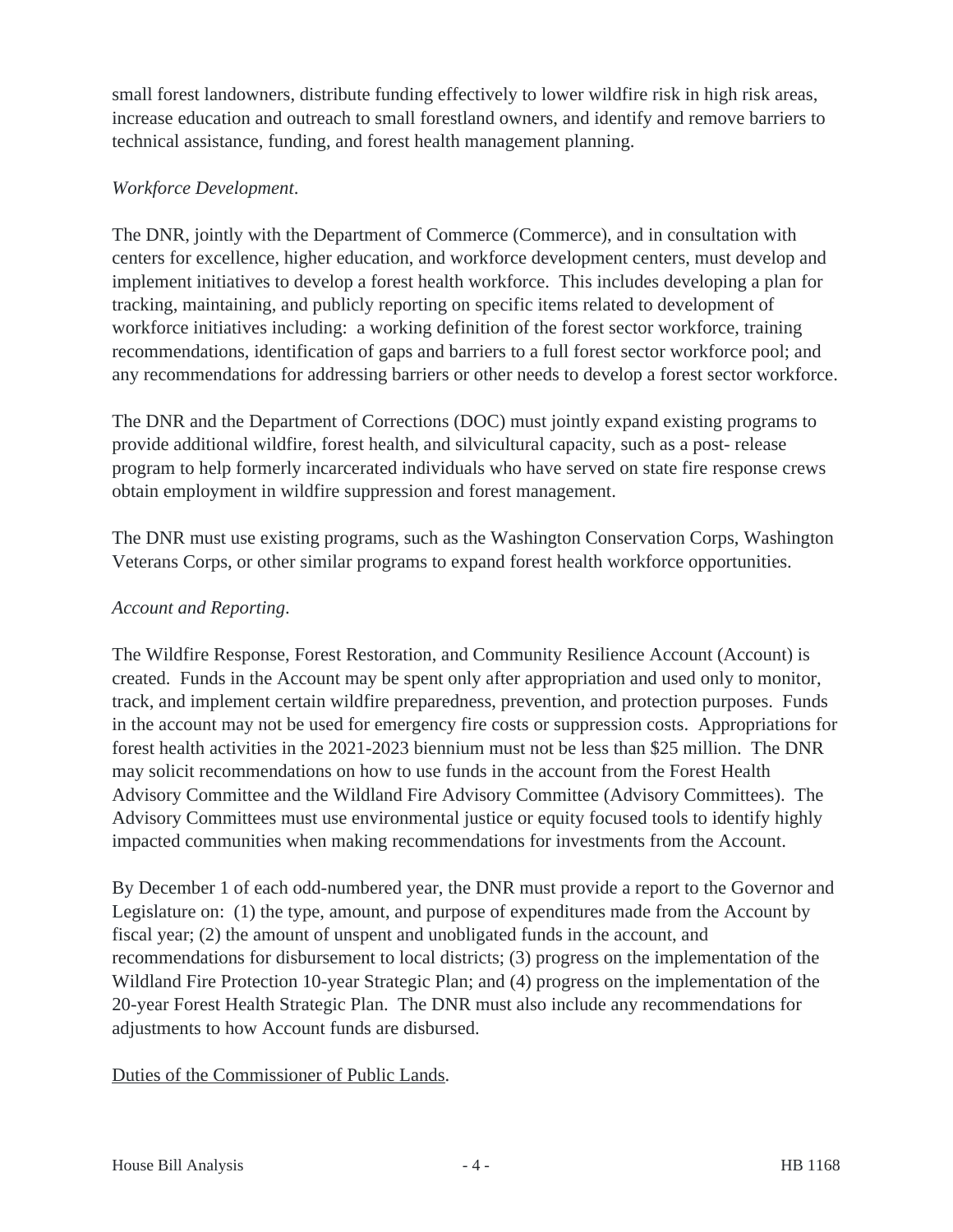small forest landowners, distribute funding effectively to lower wildfire risk in high risk areas, increase education and outreach to small forestland owners, and identify and remove barriers to technical assistance, funding, and forest health management planning.

*Workforce Development*.

The DNR, jointly with the Department of Commerce (Commerce), and in consultation with centers for excellence, higher education, and workforce development centers, must develop and implement initiatives to develop a forest health workforce. This includes developing a plan for tracking, maintaining, and publicly reporting on specific items related to development of workforce initiatives including: a working definition of the forest sector workforce, training recommendations, identification of gaps and barriers to a full forest sector workforce pool; and any recommendations for addressing barriers or other needs to develop a forest sector workforce.

The DNR and the Department of Corrections (DOC) must jointly expand existing programs to provide additional wildfire, forest health, and silvicultural capacity, such as a post- release program to help formerly incarcerated individuals who have served on state fire response crews obtain employment in wildfire suppression and forest management.

The DNR must use existing programs, such as the Washington Conservation Corps, Washington Veterans Corps, or other similar programs to expand forest health workforce opportunities.

*Account and Reporting*.

The Wildfire Response, Forest Restoration, and Community Resilience Account (Account) is created. Funds in the Account may be spent only after appropriation and used only to monitor, track, and implement certain wildfire preparedness, prevention, and protection purposes. Funds in the account may not be used for emergency fire costs or suppression costs. Appropriations for forest health activities in the 2021-2023 biennium must not be less than $25 million. The DNR may solicit recommendations on how to use funds in the account from the Forest Health Advisory Committee and the Wildland Fire Advisory Committee (Advisory Committees). The Advisory Committees must use environmental justice or equity focused tools to identify highly impacted communities when making recommendations for investments from the Account.

By December 1 of each odd-numbered year, the DNR must provide a report to the Governor and Legislature on: (1) the type, amount, and purpose of expenditures made from the Account by fiscal year; (2) the amount of unspent and unobligated funds in the account, and recommendations for disbursement to local districts; (3) progress on the implementation of the Wildland Fire Protection 10-year Strategic Plan; and (4) progress on the implementation of the 20-year Forest Health Strategic Plan. The DNR must also include any recommendations for adjustments to how Account funds are disbursed.

<u>Duties of the Commissioner of Public Lands</u>.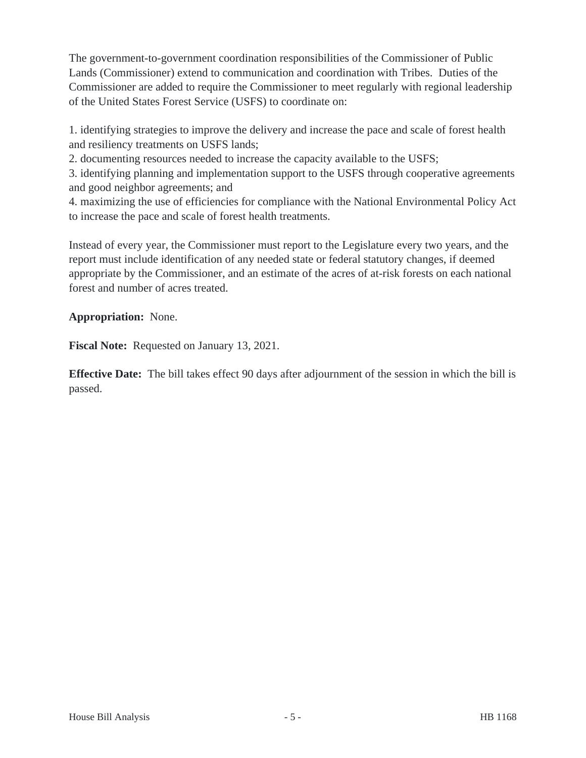The government-to-government coordination responsibilities of the Commissioner of Public Lands (Commissioner) extend to communication and coordination with Tribes. Duties of the Commissioner are added to require the Commissioner to meet regularly with regional leadership of the United States Forest Service (USFS) to coordinate on:

1. identifying strategies to improve the delivery and increase the pace and scale of forest health and resiliency treatments on USFS lands;
2. documenting resources needed to increase the capacity available to the USFS;
3. identifying planning and implementation support to the USFS through cooperative agreements and good neighbor agreements; and
4. maximizing the use of efficiencies for compliance with the National Environmental Policy Act to increase the pace and scale of forest health treatments.

Instead of every year, the Commissioner must report to the Legislature every two years, and the report must include identification of any needed state or federal statutory changes, if deemed appropriate by the Commissioner, and an estimate of the acres of at-risk forests on each national forest and number of acres treated.

**Appropriation:** None.

**Fiscal Note:** Requested on January 13, 2021.

**Effective Date:** The bill takes effect 90 days after adjournment of the session in which the bill is passed.